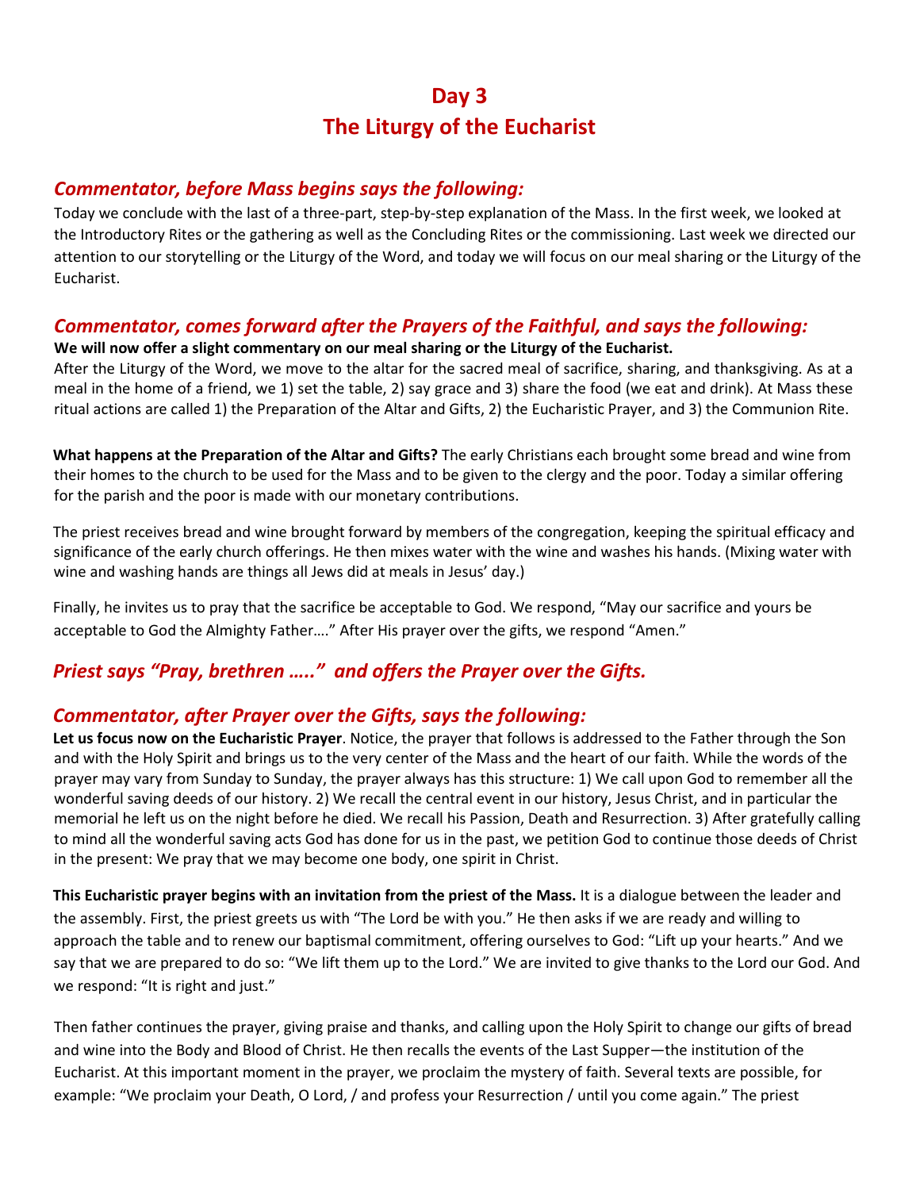# Day 3
# The Liturgy of the Eucharist

## *Commentator, before Mass begins says the following:*

Today we conclude with the last of a three-part, step-by-step explanation of the Mass. In the first week, we looked at the Introductory Rites or the gathering as well as the Concluding Rites or the commissioning. Last week we directed our attention to our storytelling or the Liturgy of the Word, and today we will focus on our meal sharing or the Liturgy of the Eucharist.

## *Commentator, comes forward after the Prayers of the Faithful, and says the following:*

**We will now offer a slight commentary on our meal sharing or the Liturgy of the Eucharist.**
After the Liturgy of the Word, we move to the altar for the sacred meal of sacrifice, sharing, and thanksgiving. As at a meal in the home of a friend, we 1) set the table, 2) say grace and 3) share the food (we eat and drink). At Mass these ritual actions are called 1) the Preparation of the Altar and Gifts, 2) the Eucharistic Prayer, and 3) the Communion Rite.

**What happens at the Preparation of the Altar and Gifts?** The early Christians each brought some bread and wine from their homes to the church to be used for the Mass and to be given to the clergy and the poor. Today a similar offering for the parish and the poor is made with our monetary contributions.

The priest receives bread and wine brought forward by members of the congregation, keeping the spiritual efficacy and significance of the early church offerings. He then mixes water with the wine and washes his hands. (Mixing water with wine and washing hands are things all Jews did at meals in Jesus' day.)

Finally, he invites us to pray that the sacrifice be acceptable to God. We respond, "May our sacrifice and yours be acceptable to God the Almighty Father…." After His prayer over the gifts, we respond "Amen."

## *Priest says "Pray, brethren ….." and offers the Prayer over the Gifts.*

## *Commentator, after Prayer over the Gifts, says the following:*

**Let us focus now on the Eucharistic Prayer**. Notice, the prayer that follows is addressed to the Father through the Son and with the Holy Spirit and brings us to the very center of the Mass and the heart of our faith. While the words of the prayer may vary from Sunday to Sunday, the prayer always has this structure: 1) We call upon God to remember all the wonderful saving deeds of our history. 2) We recall the central event in our history, Jesus Christ, and in particular the memorial he left us on the night before he died. We recall his Passion, Death and Resurrection. 3) After gratefully calling to mind all the wonderful saving acts God has done for us in the past, we petition God to continue those deeds of Christ in the present: We pray that we may become one body, one spirit in Christ.

**This Eucharistic prayer begins with an invitation from the priest of the Mass.** It is a dialogue between the leader and the assembly. First, the priest greets us with "The Lord be with you." He then asks if we are ready and willing to approach the table and to renew our baptismal commitment, offering ourselves to God: "Lift up your hearts." And we say that we are prepared to do so: "We lift them up to the Lord." We are invited to give thanks to the Lord our God. And we respond: "It is right and just."

Then father continues the prayer, giving praise and thanks, and calling upon the Holy Spirit to change our gifts of bread and wine into the Body and Blood of Christ. He then recalls the events of the Last Supper—the institution of the Eucharist. At this important moment in the prayer, we proclaim the mystery of faith. Several texts are possible, for example: "We proclaim your Death, O Lord, / and profess your Resurrection / until you come again." The priest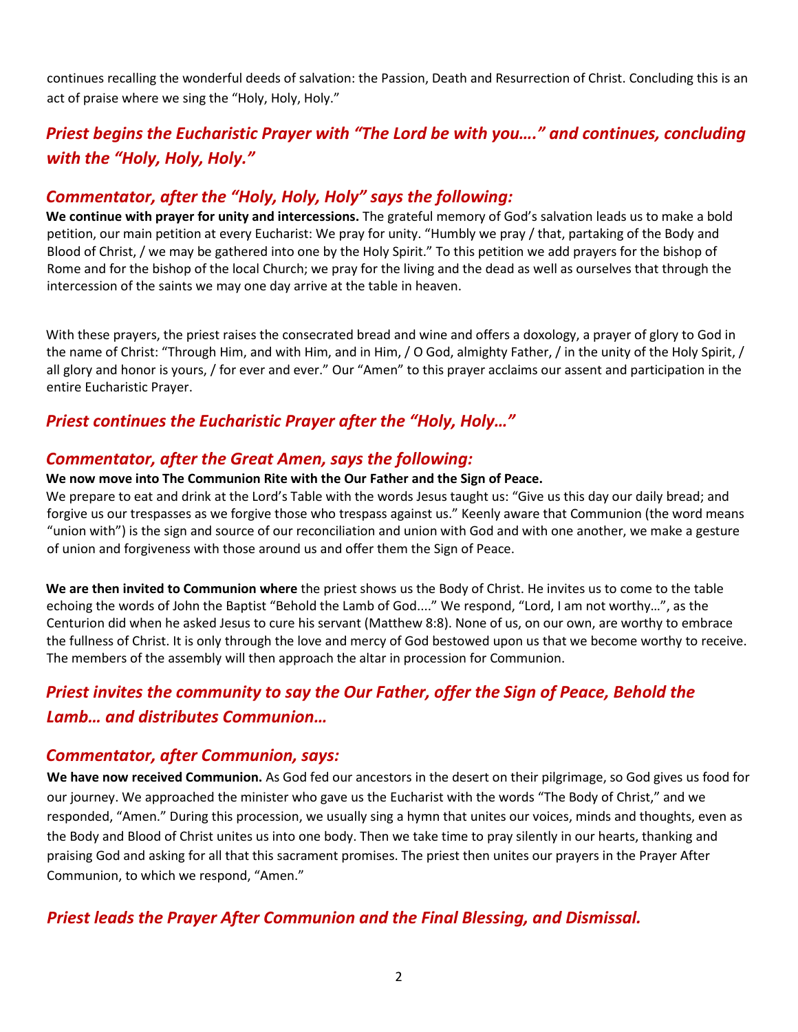continues recalling the wonderful deeds of salvation: the Passion, Death and Resurrection of Christ. Concluding this is an act of praise where we sing the "Holy, Holy, Holy."

## *Priest begins the Eucharistic Prayer with "The Lord be with you…." and continues, concluding with the "Holy, Holy, Holy."*

## *Commentator, after the "Holy, Holy, Holy" says the following:*

**We continue with prayer for unity and intercessions.** The grateful memory of God's salvation leads us to make a bold petition, our main petition at every Eucharist: We pray for unity. "Humbly we pray / that, partaking of the Body and Blood of Christ, / we may be gathered into one by the Holy Spirit." To this petition we add prayers for the bishop of Rome and for the bishop of the local Church; we pray for the living and the dead as well as ourselves that through the intercession of the saints we may one day arrive at the table in heaven.

With these prayers, the priest raises the consecrated bread and wine and offers a doxology, a prayer of glory to God in the name of Christ: "Through Him, and with Him, and in Him, / O God, almighty Father, / in the unity of the Holy Spirit, / all glory and honor is yours, / for ever and ever." Our "Amen" to this prayer acclaims our assent and participation in the entire Eucharistic Prayer.

## *Priest continues the Eucharistic Prayer after the "Holy, Holy…"*

## *Commentator, after the Great Amen, says the following:*

**We now move into The Communion Rite with the Our Father and the Sign of Peace.**
We prepare to eat and drink at the Lord's Table with the words Jesus taught us: "Give us this day our daily bread; and forgive us our trespasses as we forgive those who trespass against us." Keenly aware that Communion (the word means "union with") is the sign and source of our reconciliation and union with God and with one another, we make a gesture of union and forgiveness with those around us and offer them the Sign of Peace.

**We are then invited to Communion where** the priest shows us the Body of Christ. He invites us to come to the table echoing the words of John the Baptist "Behold the Lamb of God...." We respond, "Lord, I am not worthy…", as the Centurion did when he asked Jesus to cure his servant (Matthew 8:8). None of us, on our own, are worthy to embrace the fullness of Christ. It is only through the love and mercy of God bestowed upon us that we become worthy to receive. The members of the assembly will then approach the altar in procession for Communion.

## *Priest invites the community to say the Our Father, offer the Sign of Peace, Behold the Lamb… and distributes Communion…*

## *Commentator, after Communion, says:*

**We have now received Communion.** As God fed our ancestors in the desert on their pilgrimage, so God gives us food for our journey. We approached the minister who gave us the Eucharist with the words "The Body of Christ," and we responded, "Amen." During this procession, we usually sing a hymn that unites our voices, minds and thoughts, even as the Body and Blood of Christ unites us into one body. Then we take time to pray silently in our hearts, thanking and praising God and asking for all that this sacrament promises. The priest then unites our prayers in the Prayer After Communion, to which we respond, "Amen."

## *Priest leads the Prayer After Communion and the Final Blessing, and Dismissal.*